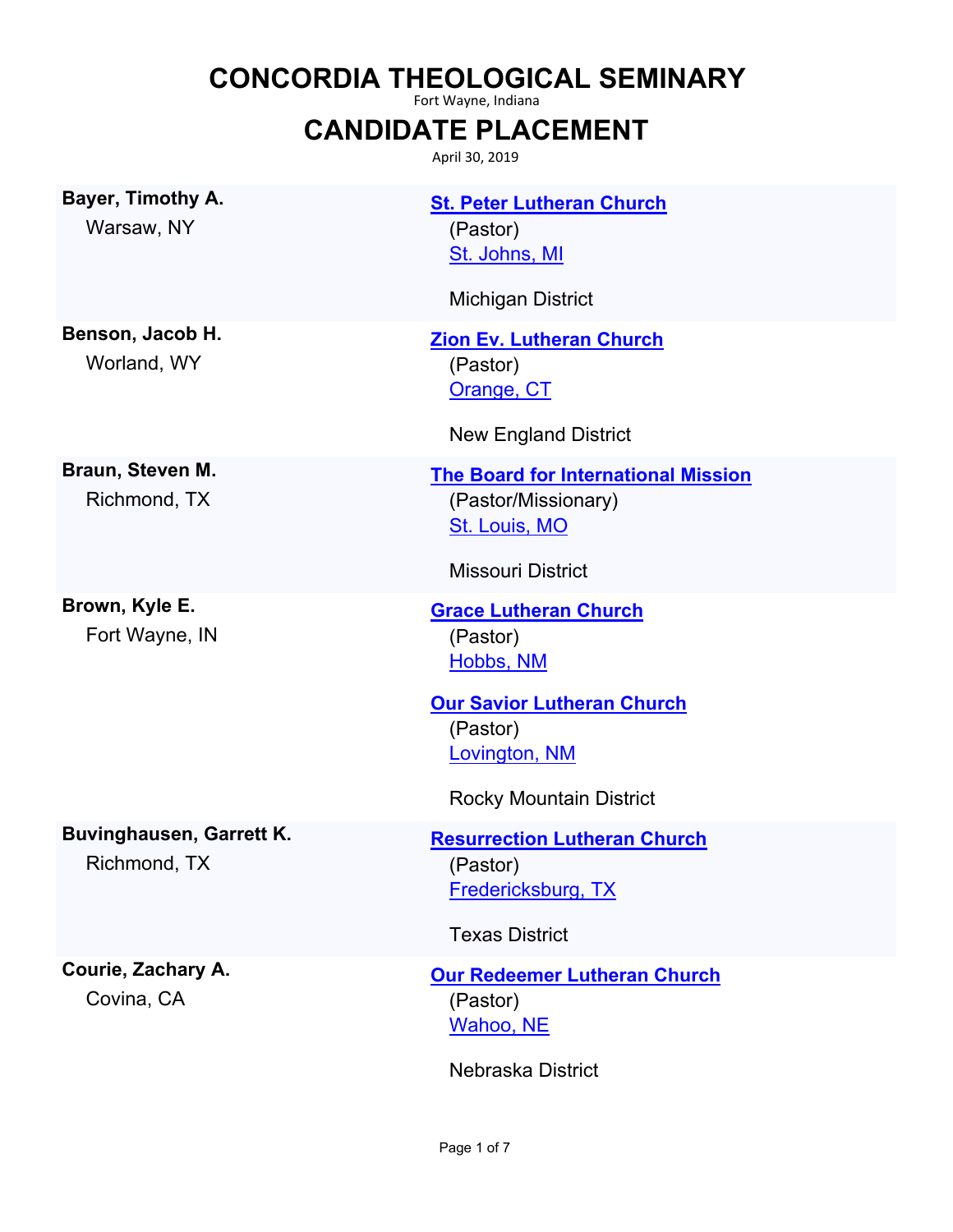# CONCORDIA THEOLOGICAL SEMINARY

Fort Wayne, Indiana

## CANDIDATE PLACEMENT

April 30, 2019

**Bayer, Timothy A.**
Warsaw, NY

**St. Peter Lutheran Church**
(Pastor)
St. Johns, MI

Michigan District

**Benson, Jacob H.**
Worland, WY

**Zion Ev. Lutheran Church**
(Pastor)
Orange, CT

New England District

**Braun, Steven M.**
Richmond, TX

**The Board for International Mission**
(Pastor/Missionary)
St. Louis, MO

Missouri District

**Brown, Kyle E.**
Fort Wayne, IN

**Grace Lutheran Church**
(Pastor)
Hobbs, NM

**Our Savior Lutheran Church**
(Pastor)
Lovington, NM

Rocky Mountain District

**Buvinghausen, Garrett K.**
Richmond, TX

**Resurrection Lutheran Church**
(Pastor)
Fredericksburg, TX

Texas District

**Courie, Zachary A.**
Covina, CA

**Our Redeemer Lutheran Church**
(Pastor)
Wahoo, NE

Nebraska District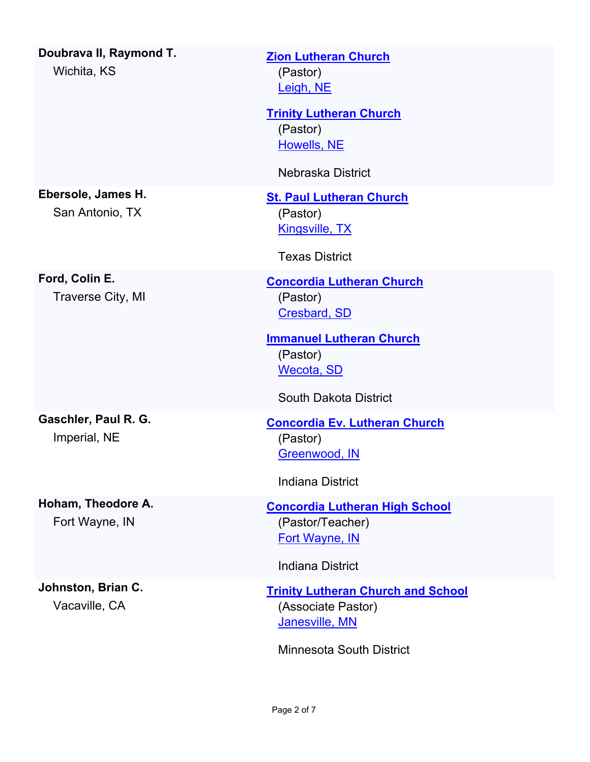| | |
|---|---|
| **Doubrava II, Raymond T.**<br>Wichita, KS | **Zion Lutheran Church**<br>(Pastor)<br>Leigh, NE<br><br>**Trinity Lutheran Church**<br>(Pastor)<br>Howells, NE<br><br>Nebraska District |
| **Ebersole, James H.**<br>San Antonio, TX | **St. Paul Lutheran Church**<br>(Pastor)<br>Kingsville, TX<br><br>Texas District |
| **Ford, Colin E.**<br>Traverse City, MI | **Concordia Lutheran Church**<br>(Pastor)<br>Cresbard, SD<br><br>**Immanuel Lutheran Church**<br>(Pastor)<br>Wecota, SD<br><br>South Dakota District |
| **Gaschler, Paul R. G.**<br>Imperial, NE | **Concordia Ev. Lutheran Church**<br>(Pastor)<br>Greenwood, IN<br><br>Indiana District |
| **Hoham, Theodore A.**<br>Fort Wayne, IN | **Concordia Lutheran High School**<br>(Pastor/Teacher)<br>Fort Wayne, IN<br><br>Indiana District |
| **Johnston, Brian C.**<br>Vacaville, CA | **Trinity Lutheran Church and School**<br>(Associate Pastor)<br>Janesville, MN<br><br>Minnesota South District |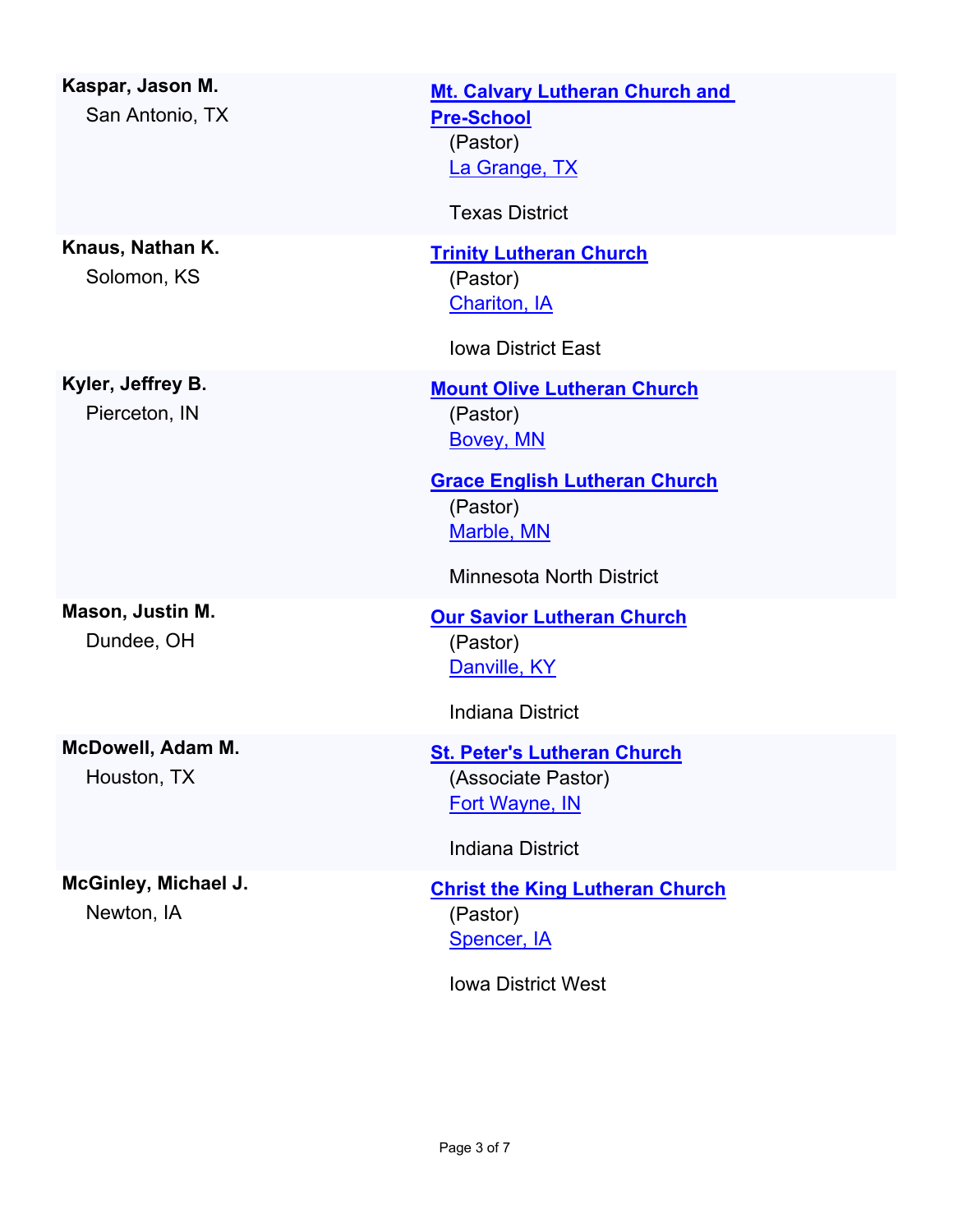| | |
|---|---|
| **Kaspar, Jason M.**<br>San Antonio, TX | **Mt. Calvary Lutheran Church and Pre-School**<br>(Pastor)<br>La Grange, TX<br><br>Texas District |
| **Knaus, Nathan K.**<br>Solomon, KS | **Trinity Lutheran Church**<br>(Pastor)<br>Chariton, IA<br><br>Iowa District East |
| **Kyler, Jeffrey B.**<br>Pierceton, IN | **Mount Olive Lutheran Church**<br>(Pastor)<br>Bovey, MN<br><br>**Grace English Lutheran Church**<br>(Pastor)<br>Marble, MN<br><br>Minnesota North District |
| **Mason, Justin M.**<br>Dundee, OH | **Our Savior Lutheran Church**<br>(Pastor)<br>Danville, KY<br><br>Indiana District |
| **McDowell, Adam M.**<br>Houston, TX | **St. Peter's Lutheran Church**<br>(Associate Pastor)<br>Fort Wayne, IN<br><br>Indiana District |
| **McGinley, Michael J.**<br>Newton, IA | **Christ the King Lutheran Church**<br>(Pastor)<br>Spencer, IA<br><br>Iowa District West |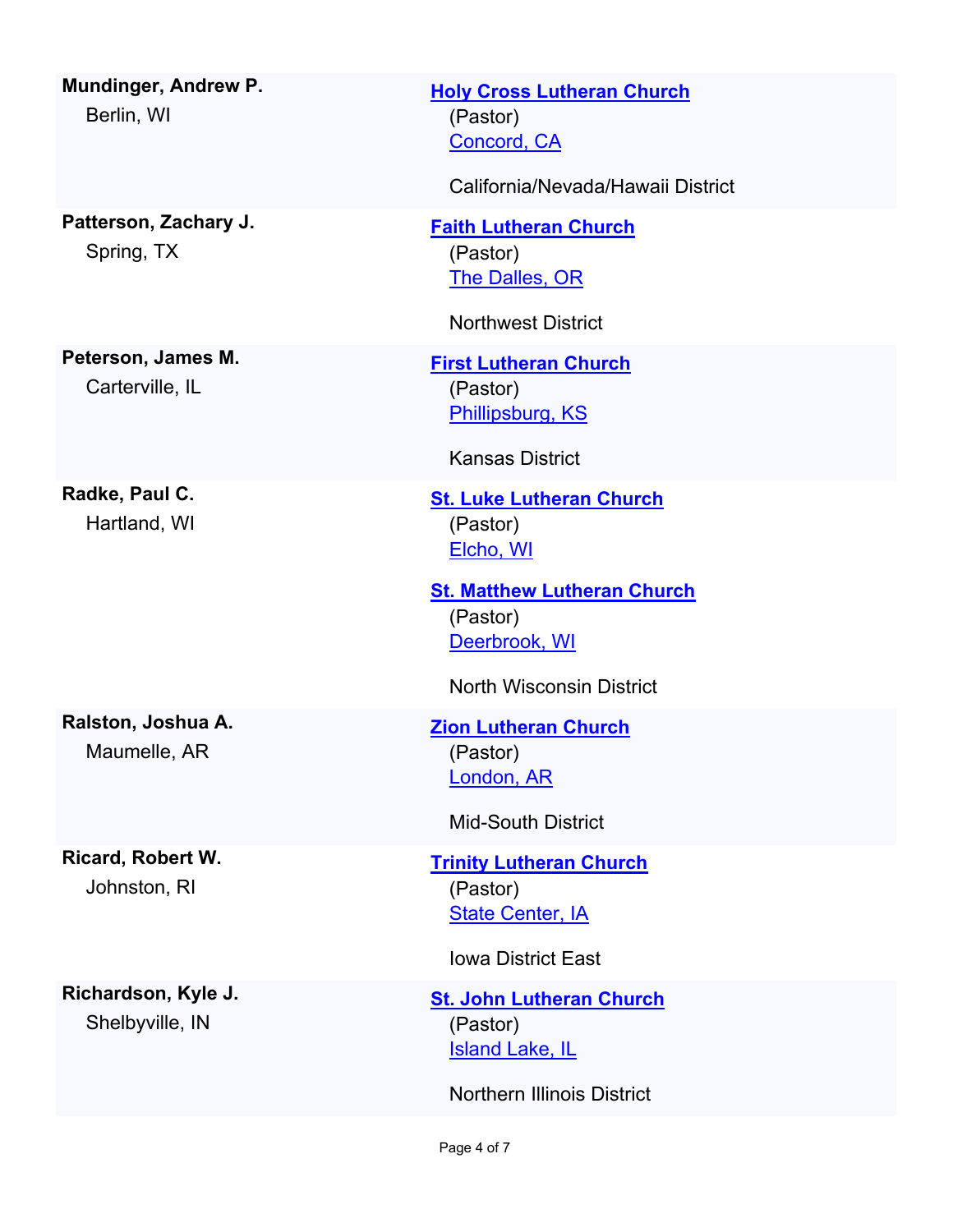**Mundinger, Andrew P.**
Berlin, WI

**Holy Cross Lutheran Church**
(Pastor)
Concord, CA

California/Nevada/Hawaii District

**Patterson, Zachary J.**
Spring, TX

**Faith Lutheran Church**
(Pastor)
The Dalles, OR

Northwest District

**Peterson, James M.**
Carterville, IL

**First Lutheran Church**
(Pastor)
Phillipsburg, KS

Kansas District

**Radke, Paul C.**
Hartland, WI

**St. Luke Lutheran Church**
(Pastor)
Elcho, WI

**St. Matthew Lutheran Church**
(Pastor)
Deerbrook, WI

North Wisconsin District

**Ralston, Joshua A.**
Maumelle, AR

**Zion Lutheran Church**
(Pastor)
London, AR

Mid-South District

**Ricard, Robert W.**
Johnston, RI

**Trinity Lutheran Church**
(Pastor)
State Center, IA

Iowa District East

**Richardson, Kyle J.**
Shelbyville, IN

**St. John Lutheran Church**
(Pastor)
Island Lake, IL

Northern Illinois District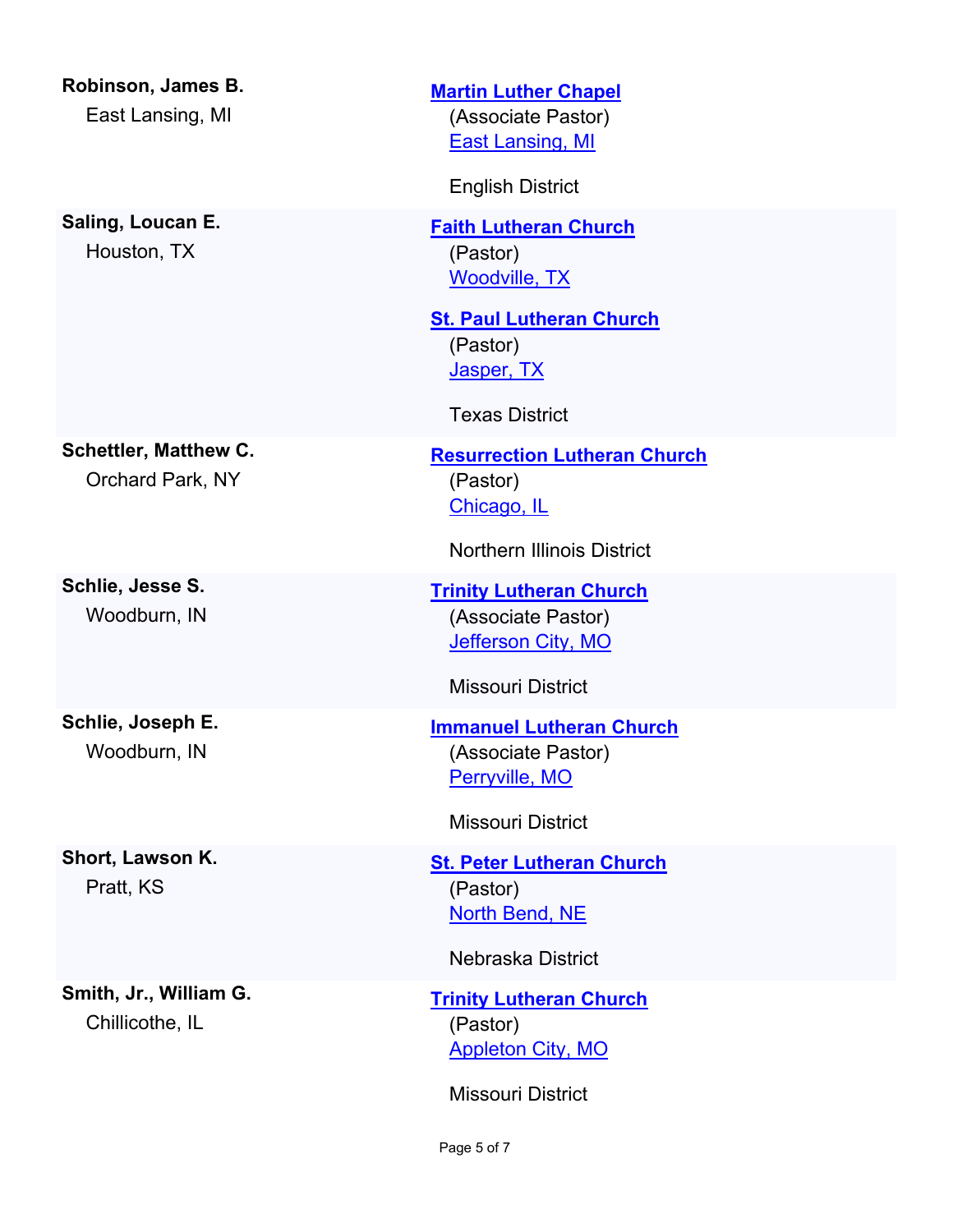| | |
|---|---|
| **Robinson, James B.**<br>East Lansing, MI | **Martin Luther Chapel**<br>(Associate Pastor)<br>East Lansing, MI<br><br>English District |
| **Saling, Loucan E.**<br>Houston, TX | **Faith Lutheran Church**<br>(Pastor)<br>Woodville, TX<br><br>**St. Paul Lutheran Church**<br>(Pastor)<br>Jasper, TX<br><br>Texas District |
| **Schettler, Matthew C.**<br>Orchard Park, NY | **Resurrection Lutheran Church**<br>(Pastor)<br>Chicago, IL<br><br>Northern Illinois District |
| **Schlie, Jesse S.**<br>Woodburn, IN | **Trinity Lutheran Church**<br>(Associate Pastor)<br>Jefferson City, MO<br><br>Missouri District |
| **Schlie, Joseph E.**<br>Woodburn, IN | **Immanuel Lutheran Church**<br>(Associate Pastor)<br>Perryville, MO<br><br>Missouri District |
| **Short, Lawson K.**<br>Pratt, KS | **St. Peter Lutheran Church**<br>(Pastor)<br>North Bend, NE<br><br>Nebraska District |
| **Smith, Jr., William G.**<br>Chillicothe, IL | **Trinity Lutheran Church**<br>(Pastor)<br>Appleton City, MO<br><br>Missouri District |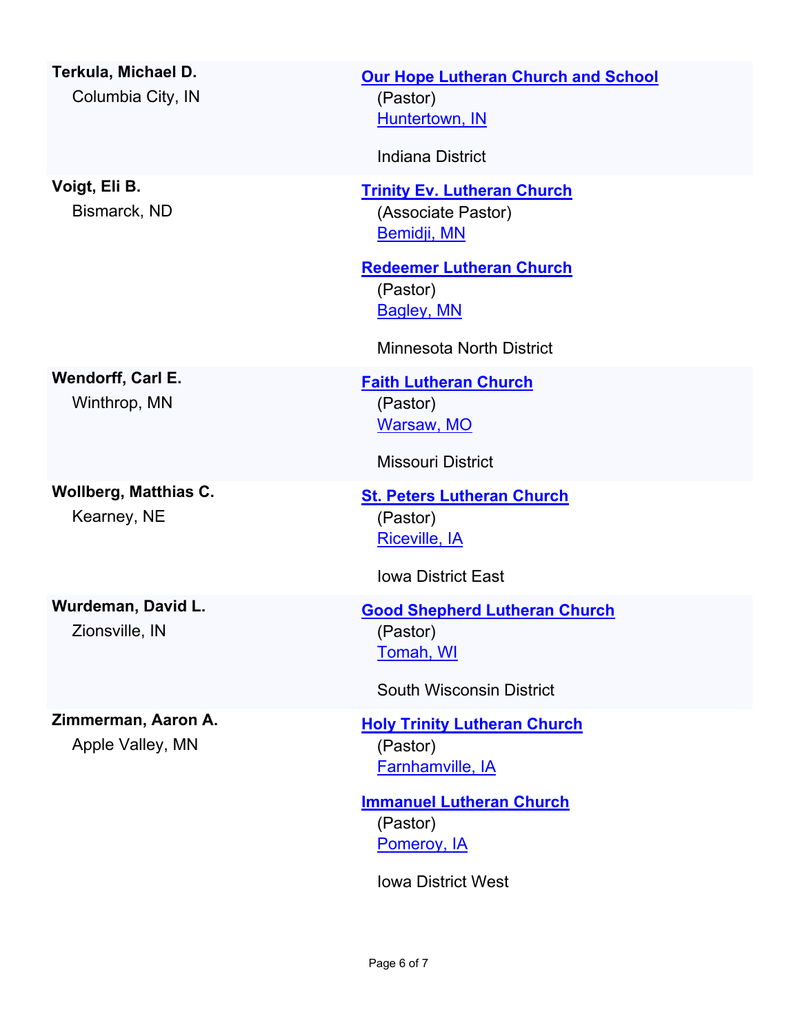**Terkula, Michael D.**
Columbia City, IN

**Our Hope Lutheran Church and School**
(Pastor)
Huntertown, IN

Indiana District

**Voigt, Eli B.**
Bismarck, ND

**Trinity Ev. Lutheran Church**
(Associate Pastor)
Bemidji, MN

**Redeemer Lutheran Church**
(Pastor)
Bagley, MN

Minnesota North District

**Wendorff, Carl E.**
Winthrop, MN

**Faith Lutheran Church**
(Pastor)
Warsaw, MO

Missouri District

**Wollberg, Matthias C.**
Kearney, NE

**St. Peters Lutheran Church**
(Pastor)
Riceville, IA

Iowa District East

**Wurdeman, David L.**
Zionsville, IN

**Good Shepherd Lutheran Church**
(Pastor)
Tomah, WI

South Wisconsin District

**Zimmerman, Aaron A.**
Apple Valley, MN

**Holy Trinity Lutheran Church**
(Pastor)
Farnhamville, IA

**Immanuel Lutheran Church**
(Pastor)
Pomeroy, IA

Iowa District West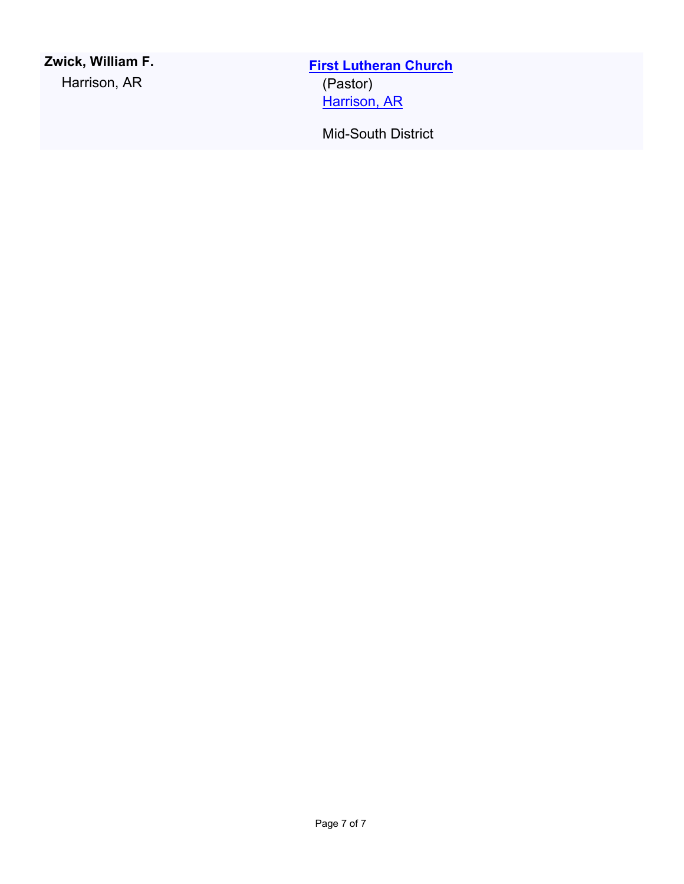**Zwick, William F.**
Harrison, AR

**First Lutheran Church**
(Pastor)
Harrison, AR

Mid-South District